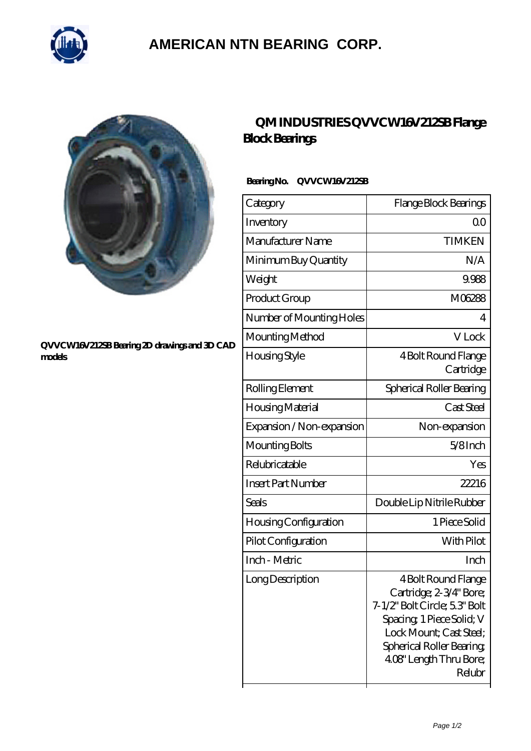# AMERICAN NTN BEARING CORP.

QVVCW16V212SB Bearing 2D drawings and 3D CAD models

## QM INDUSTRIES QVVCW16V212SB Flange Block Bearings

**Bearing No. QVVCW16V212SB**

| Category | Flange Block Bearings |
|---|---|
| Inventory | 0.0 |
| Manufacturer Name | TIMKEN |
| Minimum Buy Quantity | N/A |
| Weight | 9.988 |
| Product Group | M06288 |
| Number of Mounting Holes | 4 |
| Mounting Method | V Lock |
| Housing Style | 4 Bolt Round Flange Cartridge |
| Rolling Element | Spherical Roller Bearing |
| Housing Material | Cast Steel |
| Expansion / Non-expansion | Non-expansion |
| Mounting Bolts | 5/8 Inch |
| Relubricatable | Yes |
| Insert Part Number | 22216 |
| Seals | Double Lip Nitrile Rubber |
| Housing Configuration | 1 Piece Solid |
| Pilot Configuration | With Pilot |
| Inch - Metric | Inch |
| Long Description | 4 Bolt Round Flange Cartridge; 2-3/4" Bore; 7-1/2" Bolt Circle; 5.3" Bolt Spacing; 1 Piece Solid; V Lock Mount; Cast Steel; Spherical Roller Bearing; 4.08" Length Thru Bore; Relubr |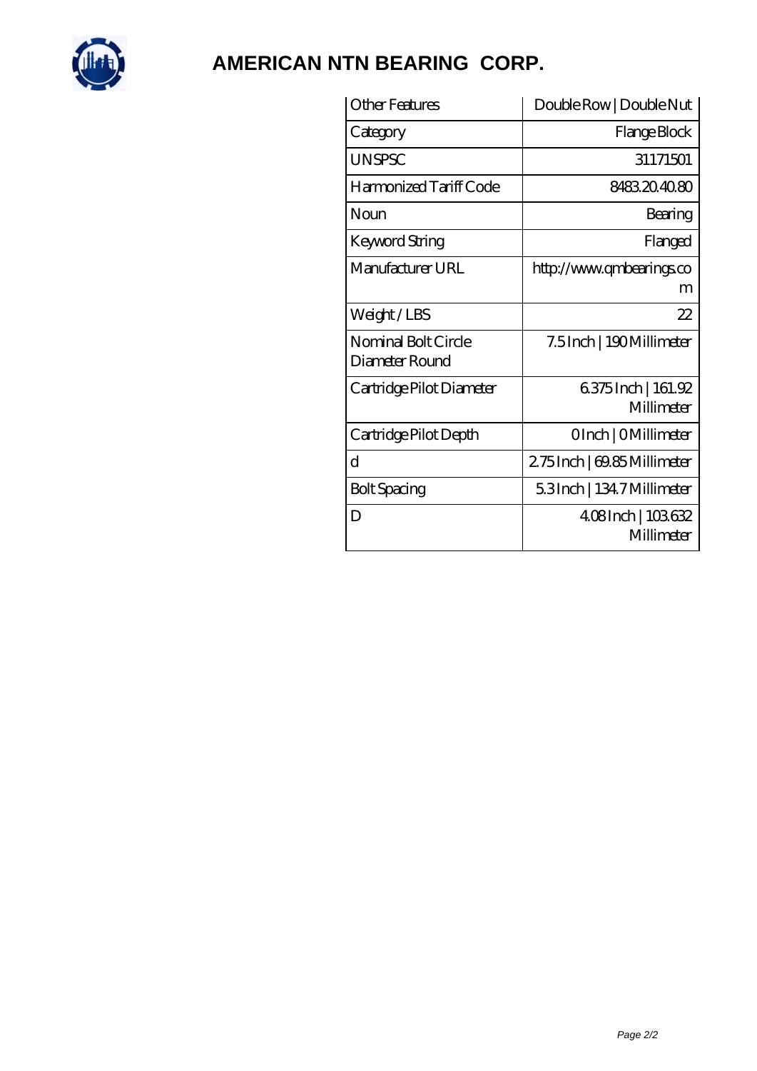| | |
|---|---|
| Other Features | Double Row \| Double Nut |
| Category | Flange Block |
| UNSPSC | 31171501 |
| Harmonized Tariff Code | 8483.20.40.80 |
| Noun | Bearing |
| Keyword String | Flanged |
| Manufacturer URL | http://www.qmbearings.com |
| Weight / LBS | 22 |
| Nominal Bolt Circle Diameter Round | 7.5 Inch \| 190 Millimeter |
| Cartridge Pilot Diameter | 6.375 Inch \| 161.92 Millimeter |
| Cartridge Pilot Depth | 0 Inch \| 0 Millimeter |
| d | 2.75 Inch \| 69.85 Millimeter |
| Bolt Spacing | 5.3 Inch \| 134.7 Millimeter |
| D | 4.08 Inch \| 103.632 Millimeter |